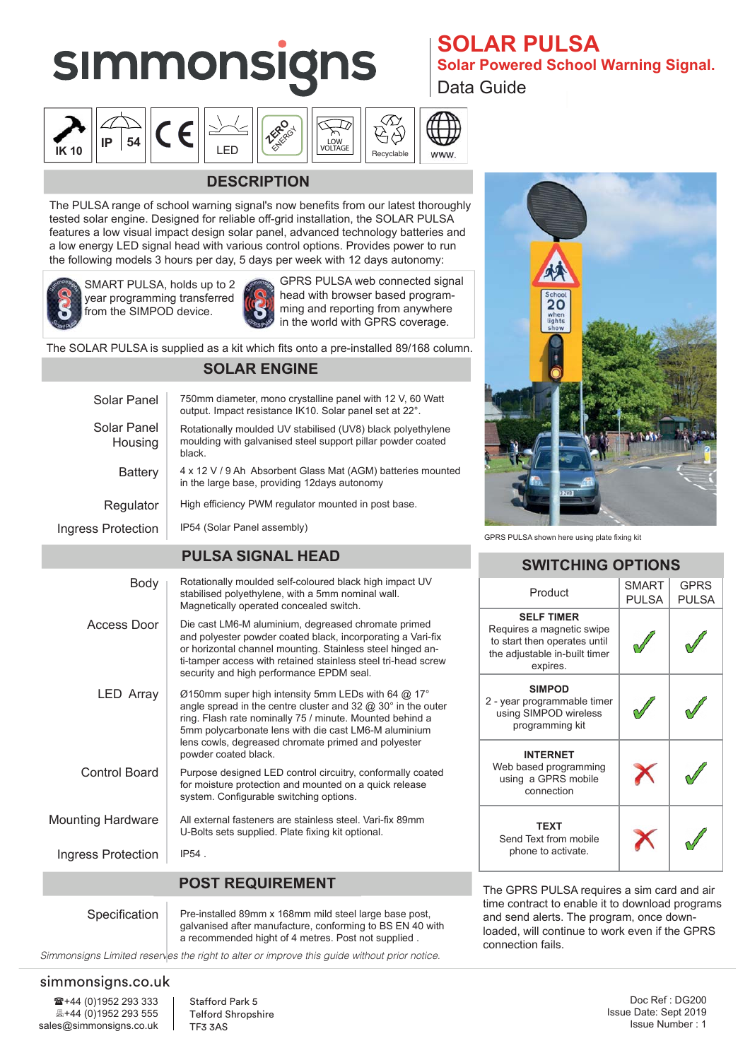# simmonsigns

## SOLAR PULSA

### Solar Powered School Warning Signal.

Data Guide

IK 10 | IP 54 | CE | LED | ZERO ENERGY | LOW VOLTAGE | Recyclable | WWW.

## DESCRIPTION

The PULSA range of school warning signal's now benefits from our latest thoroughly tested solar engine. Designed for reliable off-grid installation, the SOLAR PULSA features a low visual impact design solar panel, advanced technology batteries and a low energy LED signal head with various control options. Provides power to run the following models 3 hours per day, 5 days per week with 12 days autonomy:

SMART PULSA, holds up to 2 year programming transferred from the SIMPOD device.

GPRS PULSA web connected signal head with browser based programming and reporting from anywhere in the world with GPRS coverage.

The SOLAR PULSA is supplied as a kit which fits onto a pre-installed 89/168 column.

## SOLAR ENGINE

| | |
|---|---|
| Solar Panel | 750mm diameter, mono crystalline panel with 12 V, 60 Watt output. Impact resistance IK10. Solar panel set at 22°. |
| Solar Panel Housing | Rotationally moulded UV stabilised (UV8) black polyethylene moulding with galvanised steel support pillar powder coated black. |
| Battery | 4 x 12 V / 9 Ah Absorbent Glass Mat (AGM) batteries mounted in the large base, providing 12days autonomy |
| Regulator | High efficiency PWM regulator mounted in post base. |
| Ingress Protection | IP54 (Solar Panel assembly) |

## PULSA SIGNAL HEAD

| | |
|---|---|
| Body | Rotationally moulded self-coloured black high impact UV stabilised polyethylene, with a 5mm nominal wall. Magnetically operated concealed switch. |
| Access Door | Die cast LM6-M aluminium, degreased chromate primed and polyester powder coated black, incorporating a Vari-fix or horizontal channel mounting. Stainless steel hinged anti-tamper access with retained stainless steel tri-head screw security and high performance EPDM seal. |
| LED Array | Ø150mm super high intensity 5mm LEDs with 64 @ 17° angle spread in the centre cluster and 32 @ 30° in the outer ring. Flash rate nominally 75 / minute. Mounted behind a 5mm polycarbonate lens with die cast LM6-M aluminium lens cowls, degreased chromate primed and polyester powder coated black. |
| Control Board | Purpose designed LED control circuitry, conformally coated for moisture protection and mounted on a quick release system. Configurable switching options. |
| Mounting Hardware | All external fasteners are stainless steel. Vari-fix 89mm U-Bolts sets supplied. Plate fixing kit optional. |
| Ingress Protection | IP54 . |

## POST REQUIREMENT

| | |
|---|---|
| Specification | Pre-installed 89mm x 168mm mild steel large base post, galvanised after manufacture, conforming to BS EN 40 with a recommended hight of 4 metres. Post not supplied . |

*Simmonsigns Limited reserves the right to alter or improve this guide without prior notice.*

GPRS PULSA shown here using plate fixing kit

## SWITCHING OPTIONS

| Product | SMART PULSA | GPRS PULSA |
|---|---|---|
| **SELF TIMER** Requires a magnetic swipe to start then operates until the adjustable in-built timer expires. | ✓ | ✓ |
| **SIMPOD** 2 - year programmable timer using SIMPOD wireless programming kit | ✓ | ✓ |
| **INTERNET** Web based programming using a GPRS mobile connection | ✗ | ✓ |
| **TEXT** Send Text from mobile phone to activate. | ✗ | ✓ |

The GPRS PULSA requires a sim card and air time contract to enable it to download programs and send alerts. The program, once downloaded, will continue to work even if the GPRS connection fails.

simmonsigns.co.uk

☎+44 (0)1952 293 333
+44 (0)1952 293 555
sales@simmonsigns.co.uk

Stafford Park 5
Telford Shropshire
TF3 3AS

Doc Ref : DG200
Issue Date: Sept 2019
Issue Number : 1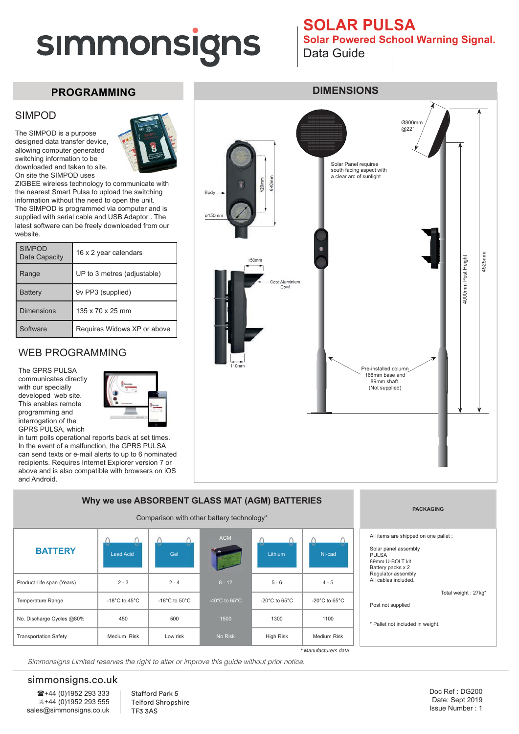# SOLAR PULSA

**Solar Powered School Warning Signal.**

Data Guide

## PROGRAMMING

### SIMPOD

The SIMPOD is a purpose designed data transfer device, allowing computer generated switching information to be downloaded and taken to site. On site the SIMPOD uses ZIGBEE wireless technology to communicate with the nearest Smart Pulsa to upload the switching information without the need to open the unit. The SIMPOD is programmed via computer and is supplied with serial cable and USB Adaptor . The latest software can be freely downloaded from our website.

| | |
|---|---|
| SIMPOD Data Capacity | 16 x 2 year calendars |
| Range | UP to 3 metres (adjustable) |
| Battery | 9v PP3 (supplied) |
| Dimensions | 135 x 70 x 25 mm |
| Software | Requires Widows XP or above |

### WEB PROGRAMMING

The GPRS PULSA communicates directly with our specially developed web site. This enables remote programming and interrogation of the GPRS PULSA, which in turn polls operational reports back at set times. In the event of a malfunction, the GPRS PULSA can send texts or e-mail alerts to up to 6 nominated recipients. Requires Internet Explorer version 7 or above and is also compatible with browsers on iOS and Android.

## DIMENSIONS

Body

ø150mm

420mm

640mm

150mm

Cast Aluminium Cowl

110mm

Ø800mm @22˚

Solar Panel requires south facing aspect with a clear arc of sunlight

Pre-installed column 168mm base and 89mm shaft. (Not supplied)

4000mm Post Height

4525mm

## Why we use ABSORBENT GLASS MAT (AGM) BATTERIES

Comparison with other battery technology*

| BATTERY | Lead Acid | Gel | AGM | Lithium | Ni-cad |
|---|---|---|---|---|---|
| Product Life span (Years) | 2 - 3 | 2 - 4 | 8 - 12 | 5 - 6 | 4 - 5 |
| Temperature Range | -18°C to 45°C | -18°C to 50°C | -40°C to 65°C | -20°C to 65°C | -20°C to 65°C |
| No. Discharge Cycles @80% | 450 | 500 | 1500 | 1300 | 1100 |
| Transportation Safety | Medium Risk | Low risk | No Risk | High Risk | Medium Risk |

*\* Manufacturers data*

## PACKAGING

All items are shipped on one pallet :

Solar panel assembly
PULSA
89mm U-BOLT kit
Battery packs x 2
Regulator assembly
All cables included.

Total weight : 27kg*

Post not supplied

\* Pallet not included in weight.

*Simmonsigns Limited reserves the right to alter or improve this guide without prior notice.*

simmonsigns.co.uk

☎+44 (0)1952 293 333
+44 (0)1952 293 555
sales@simmonsigns.co.uk

Stafford Park 5
Telford Shropshire
TF3 3AS

Doc Ref : DG200
Date: Sept 2019
Issue Number : 1